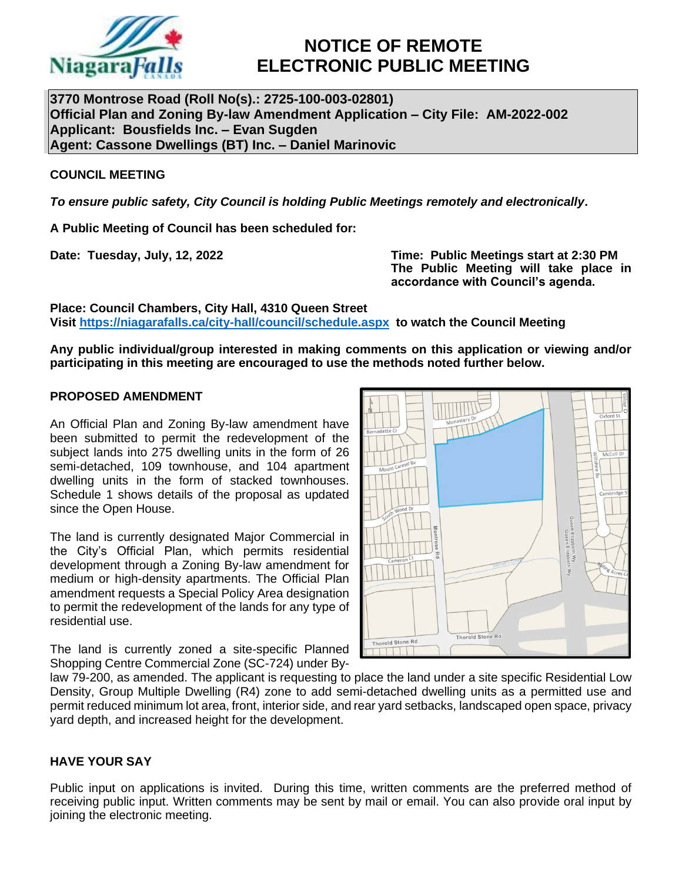# NOTICE OF REMOTE ELECTRONIC PUBLIC MEETING

**3770 Montrose Road (Roll No(s).: 2725-100-003-02801)**
**Official Plan and Zoning By-law Amendment Application – City File: AM-2022-002**
**Applicant: Bousfields Inc. – Evan Sugden**
**Agent: Cassone Dwellings (BT) Inc. – Daniel Marinovic**

## COUNCIL MEETING

***To ensure public safety, City Council is holding Public Meetings remotely and electronically*.**

**A Public Meeting of Council has been scheduled for:**

**Date: Tuesday, July, 12, 2022**

**Time: Public Meetings start at 2:30 PM**
**The Public Meeting will take place in accordance with Council's agenda.**

**Place: Council Chambers, City Hall, 4310 Queen Street**
**Visit [https://niagarafalls.ca/city-hall/council/schedule.aspx](https://niagarafalls.ca/city-hall/council/schedule.aspx) to watch the Council Meeting**

**Any public individual/group interested in making comments on this application or viewing and/or participating in this meeting are encouraged to use the methods noted further below.**

## PROPOSED AMENDMENT

An Official Plan and Zoning By-law amendment have been submitted to permit the redevelopment of the subject lands into 275 dwelling units in the form of 26 semi-detached, 109 townhouse, and 104 apartment dwelling units in the form of stacked townhouses. Schedule 1 shows details of the proposal as updated since the Open House.

The land is currently designated Major Commercial in the City's Official Plan, which permits residential development through a Zoning By-law amendment for medium or high-density apartments. The Official Plan amendment requests a Special Policy Area designation to permit the redevelopment of the lands for any type of residential use.

The land is currently zoned a site-specific Planned Shopping Centre Commercial Zone (SC-724) under By-law 79-200, as amended. The applicant is requesting to place the land under a site specific Residential Low Density, Group Multiple Dwelling (R4) zone to add semi-detached dwelling units as a permitted use and permit reduced minimum lot area, front, interior side, and rear yard setbacks, landscaped open space, privacy yard depth, and increased height for the development.

## HAVE YOUR SAY

Public input on applications is invited. During this time, written comments are the preferred method of receiving public input. Written comments may be sent by mail or email. You can also provide oral input by joining the electronic meeting.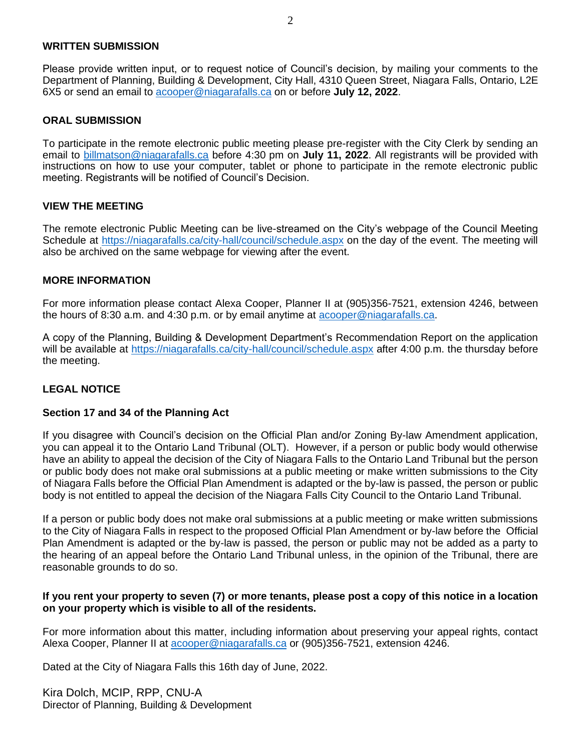## WRITTEN SUBMISSION

Please provide written input, or to request notice of Council's decision, by mailing your comments to the Department of Planning, Building & Development, City Hall, 4310 Queen Street, Niagara Falls, Ontario, L2E 6X5 or send an email to acooper@niagarafalls.ca on or before **July 12, 2022**.

## ORAL SUBMISSION

To participate in the remote electronic public meeting please pre-register with the City Clerk by sending an email to billmatson@niagarafalls.ca before 4:30 pm on **July 11, 2022**. All registrants will be provided with instructions on how to use your computer, tablet or phone to participate in the remote electronic public meeting. Registrants will be notified of Council's Decision.

## VIEW THE MEETING

The remote electronic Public Meeting can be live-streamed on the City's webpage of the Council Meeting Schedule at https://niagarafalls.ca/city-hall/council/schedule.aspx on the day of the event. The meeting will also be archived on the same webpage for viewing after the event.

## MORE INFORMATION

For more information please contact Alexa Cooper, Planner II at (905)356-7521, extension 4246, between the hours of 8:30 a.m. and 4:30 p.m. or by email anytime at acooper@niagarafalls.ca.

A copy of the Planning, Building & Development Department's Recommendation Report on the application will be available at https://niagarafalls.ca/city-hall/council/schedule.aspx after 4:00 p.m. the thursday before the meeting.

## LEGAL NOTICE

### Section 17 and 34 of the Planning Act

If you disagree with Council's decision on the Official Plan and/or Zoning By-law Amendment application, you can appeal it to the Ontario Land Tribunal (OLT). However, if a person or public body would otherwise have an ability to appeal the decision of the City of Niagara Falls to the Ontario Land Tribunal but the person or public body does not make oral submissions at a public meeting or make written submissions to the City of Niagara Falls before the Official Plan Amendment is adapted or the by-law is passed, the person or public body is not entitled to appeal the decision of the Niagara Falls City Council to the Ontario Land Tribunal.

If a person or public body does not make oral submissions at a public meeting or make written submissions to the City of Niagara Falls in respect to the proposed Official Plan Amendment or by-law before the Official Plan Amendment is adapted or the by-law is passed, the person or public may not be added as a party to the hearing of an appeal before the Ontario Land Tribunal unless, in the opinion of the Tribunal, there are reasonable grounds to do so.

**If you rent your property to seven (7) or more tenants, please post a copy of this notice in a location on your property which is visible to all of the residents.**

For more information about this matter, including information about preserving your appeal rights, contact Alexa Cooper, Planner II at acooper@niagarafalls.ca or (905)356-7521, extension 4246.

Dated at the City of Niagara Falls this 16th day of June, 2022.

Kira Dolch, MCIP, RPP, CNU-A
Director of Planning, Building & Development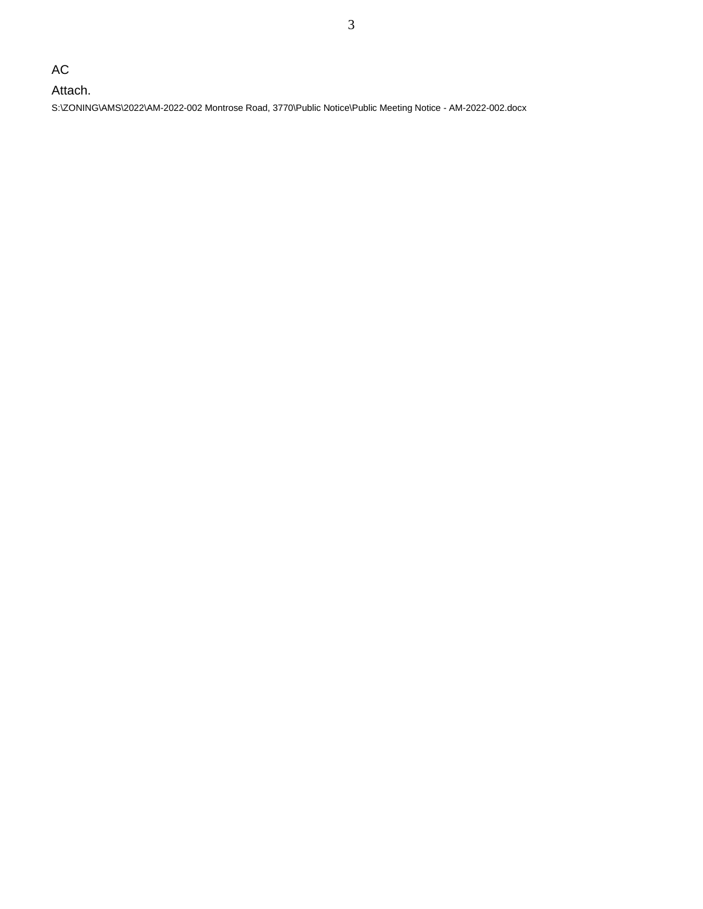AC

Attach.

S:\ZONING\AMS\2022\AM-2022-002 Montrose Road, 3770\Public Notice\Public Meeting Notice - AM-2022-002.docx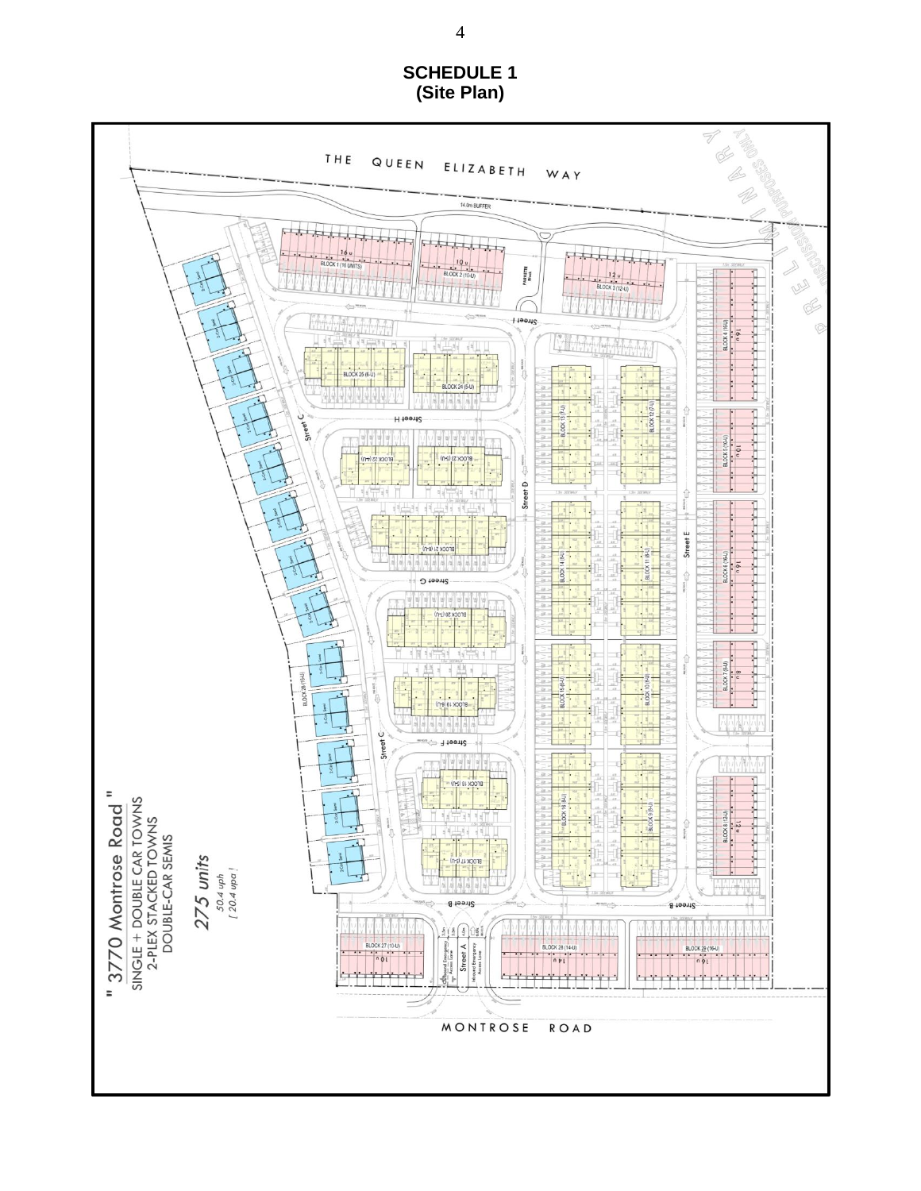**SCHEDULE 1**
**(Site Plan)**

THE QUEEN ELIZABETH WAY

PRELIMINARY

DISCUSSION PURPOSES ONLY

" 3770 Montrose Road "

SINGLE + DOUBLE CAR TOWNS

2-PLEX STACKED TOWNS

DOUBLE-CAR SEMIS

275 units

50.4 uph

[ 20.4 upa ]

MONTROSE ROAD